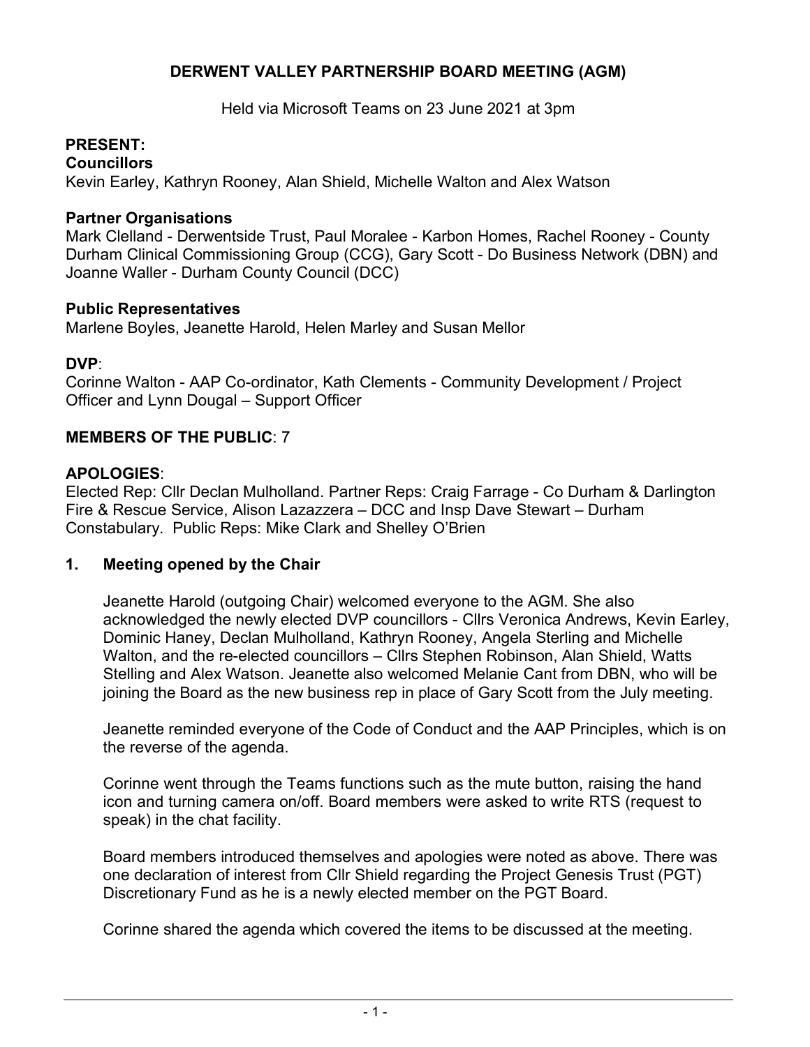# DERWENT VALLEY PARTNERSHIP BOARD MEETING (AGM)

Held via Microsoft Teams on 23 June 2021 at 3pm

**PRESENT:**

**Councillors**

Kevin Earley, Kathryn Rooney, Alan Shield, Michelle Walton and Alex Watson

**Partner Organisations**

Mark Clelland - Derwentside Trust, Paul Moralee - Karbon Homes, Rachel Rooney - County Durham Clinical Commissioning Group (CCG), Gary Scott - Do Business Network (DBN) and Joanne Waller - Durham County Council (DCC)

**Public Representatives**

Marlene Boyles, Jeanette Harold, Helen Marley and Susan Mellor

**DVP**:

Corinne Walton - AAP Co-ordinator, Kath Clements - Community Development / Project Officer and Lynn Dougal – Support Officer

**MEMBERS OF THE PUBLIC**: 7

**APOLOGIES**:

Elected Rep: Cllr Declan Mulholland. Partner Reps: Craig Farrage - Co Durham & Darlington Fire & Rescue Service, Alison Lazazzera – DCC and Insp Dave Stewart – Durham Constabulary. Public Reps: Mike Clark and Shelley O'Brien

## 1. Meeting opened by the Chair

Jeanette Harold (outgoing Chair) welcomed everyone to the AGM. She also acknowledged the newly elected DVP councillors - Cllrs Veronica Andrews, Kevin Earley, Dominic Haney, Declan Mulholland, Kathryn Rooney, Angela Sterling and Michelle Walton, and the re-elected councillors – Cllrs Stephen Robinson, Alan Shield, Watts Stelling and Alex Watson. Jeanette also welcomed Melanie Cant from DBN, who will be joining the Board as the new business rep in place of Gary Scott from the July meeting.

Jeanette reminded everyone of the Code of Conduct and the AAP Principles, which is on the reverse of the agenda.

Corinne went through the Teams functions such as the mute button, raising the hand icon and turning camera on/off. Board members were asked to write RTS (request to speak) in the chat facility.

Board members introduced themselves and apologies were noted as above. There was one declaration of interest from Cllr Shield regarding the Project Genesis Trust (PGT) Discretionary Fund as he is a newly elected member on the PGT Board.

Corinne shared the agenda which covered the items to be discussed at the meeting.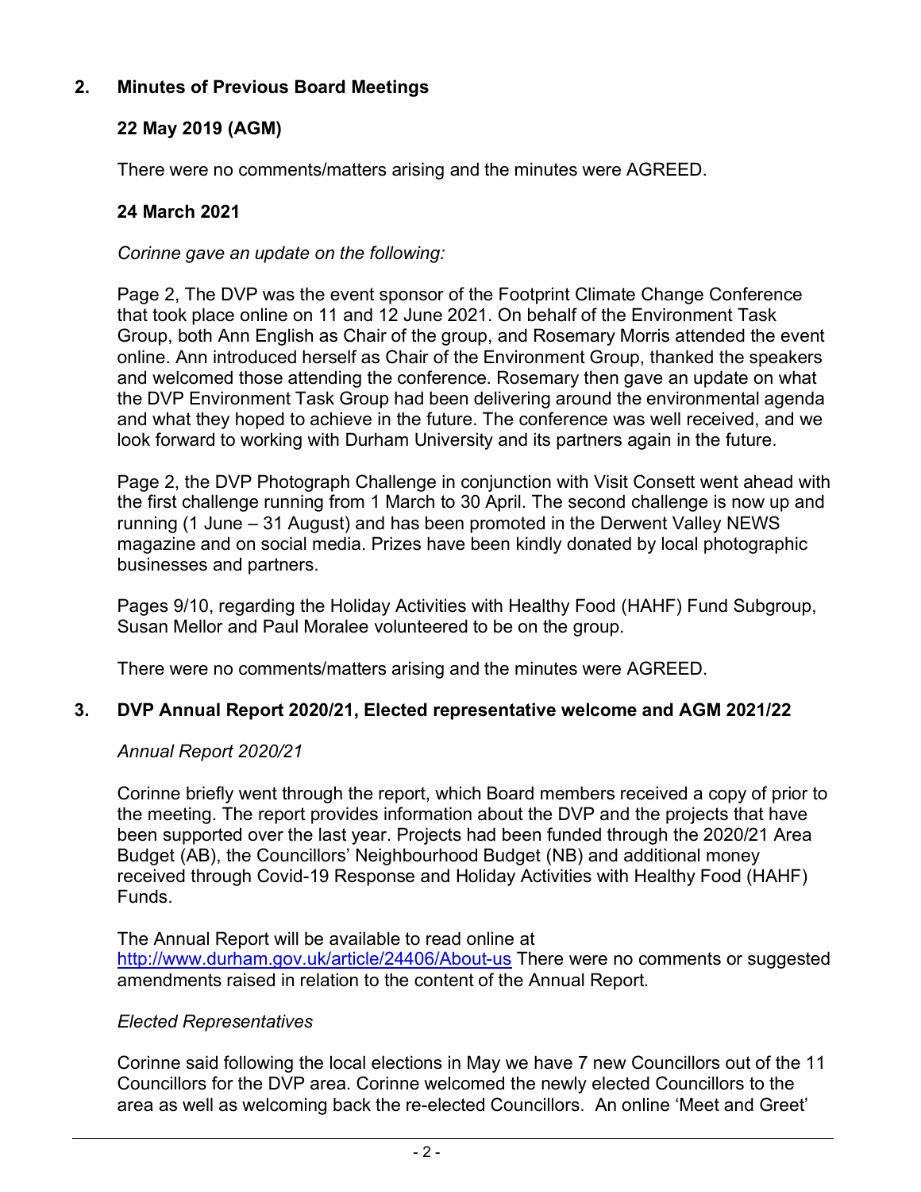## 2. Minutes of Previous Board Meetings

### 22 May 2019 (AGM)

There were no comments/matters arising and the minutes were AGREED.

### 24 March 2021

*Corinne gave an update on the following:*

Page 2, The DVP was the event sponsor of the Footprint Climate Change Conference that took place online on 11 and 12 June 2021. On behalf of the Environment Task Group, both Ann English as Chair of the group, and Rosemary Morris attended the event online. Ann introduced herself as Chair of the Environment Group, thanked the speakers and welcomed those attending the conference. Rosemary then gave an update on what the DVP Environment Task Group had been delivering around the environmental agenda and what they hoped to achieve in the future. The conference was well received, and we look forward to working with Durham University and its partners again in the future.

Page 2, the DVP Photograph Challenge in conjunction with Visit Consett went ahead with the first challenge running from 1 March to 30 April. The second challenge is now up and running (1 June – 31 August) and has been promoted in the Derwent Valley NEWS magazine and on social media. Prizes have been kindly donated by local photographic businesses and partners.

Pages 9/10, regarding the Holiday Activities with Healthy Food (HAHF) Fund Subgroup, Susan Mellor and Paul Moralee volunteered to be on the group.

There were no comments/matters arising and the minutes were AGREED.

## 3. DVP Annual Report 2020/21, Elected representative welcome and AGM 2021/22

*Annual Report 2020/21*

Corinne briefly went through the report, which Board members received a copy of prior to the meeting. The report provides information about the DVP and the projects that have been supported over the last year. Projects had been funded through the 2020/21 Area Budget (AB), the Councillors' Neighbourhood Budget (NB) and additional money received through Covid-19 Response and Holiday Activities with Healthy Food (HAHF) Funds.

The Annual Report will be available to read online at [http://www.durham.gov.uk/article/24406/About-us](http://www.durham.gov.uk/article/24406/About-us) There were no comments or suggested amendments raised in relation to the content of the Annual Report.

*Elected Representatives*

Corinne said following the local elections in May we have 7 new Councillors out of the 11 Councillors for the DVP area. Corinne welcomed the newly elected Councillors to the area as well as welcoming back the re-elected Councillors. An online 'Meet and Greet'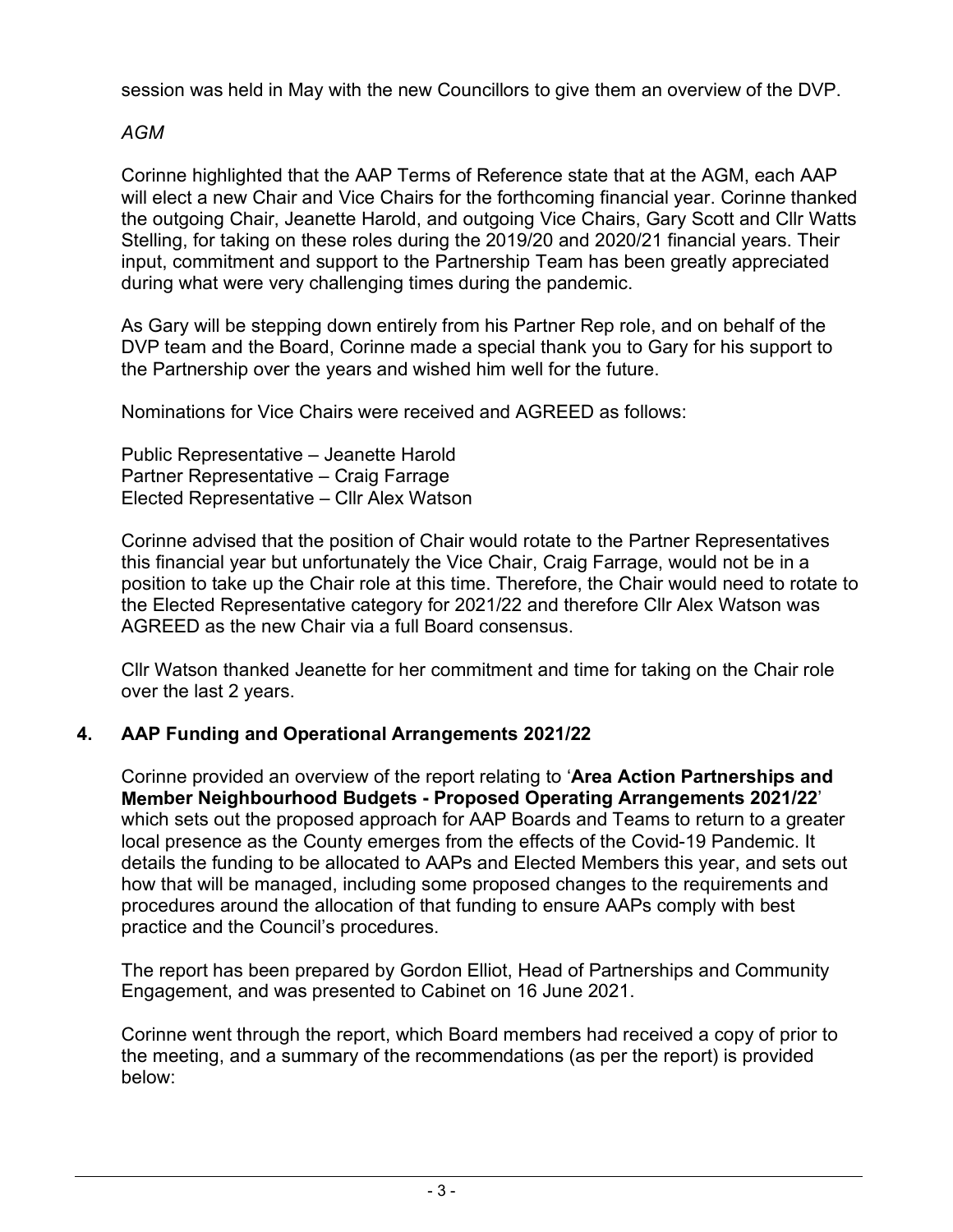session was held in May with the new Councillors to give them an overview of the DVP.

*AGM*

Corinne highlighted that the AAP Terms of Reference state that at the AGM, each AAP will elect a new Chair and Vice Chairs for the forthcoming financial year. Corinne thanked the outgoing Chair, Jeanette Harold, and outgoing Vice Chairs, Gary Scott and Cllr Watts Stelling, for taking on these roles during the 2019/20 and 2020/21 financial years. Their input, commitment and support to the Partnership Team has been greatly appreciated during what were very challenging times during the pandemic.

As Gary will be stepping down entirely from his Partner Rep role, and on behalf of the DVP team and the Board, Corinne made a special thank you to Gary for his support to the Partnership over the years and wished him well for the future.

Nominations for Vice Chairs were received and AGREED as follows:

Public Representative – Jeanette Harold
Partner Representative – Craig Farrage
Elected Representative – Cllr Alex Watson

Corinne advised that the position of Chair would rotate to the Partner Representatives this financial year but unfortunately the Vice Chair, Craig Farrage, would not be in a position to take up the Chair role at this time. Therefore, the Chair would need to rotate to the Elected Representative category for 2021/22 and therefore Cllr Alex Watson was AGREED as the new Chair via a full Board consensus.

Cllr Watson thanked Jeanette for her commitment and time for taking on the Chair role over the last 2 years.

## 4. AAP Funding and Operational Arrangements 2021/22

Corinne provided an overview of the report relating to '**Area Action Partnerships and Member Neighbourhood Budgets - Proposed Operating Arrangements 2021/22**' which sets out the proposed approach for AAP Boards and Teams to return to a greater local presence as the County emerges from the effects of the Covid-19 Pandemic. It details the funding to be allocated to AAPs and Elected Members this year, and sets out how that will be managed, including some proposed changes to the requirements and procedures around the allocation of that funding to ensure AAPs comply with best practice and the Council's procedures.

The report has been prepared by Gordon Elliot, Head of Partnerships and Community Engagement, and was presented to Cabinet on 16 June 2021.

Corinne went through the report, which Board members had received a copy of prior to the meeting, and a summary of the recommendations (as per the report) is provided below: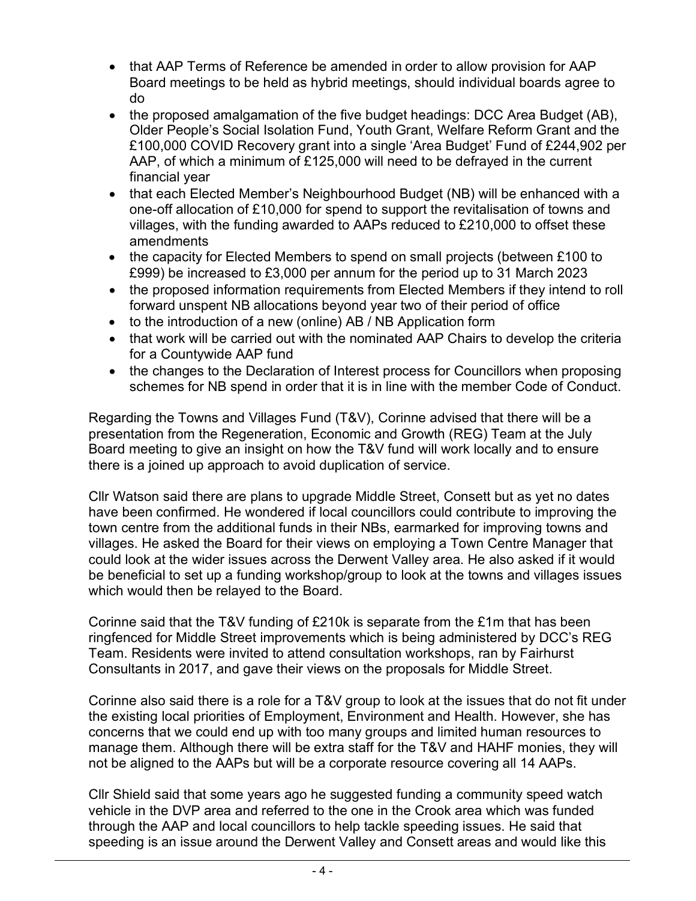- that AAP Terms of Reference be amended in order to allow provision for AAP Board meetings to be held as hybrid meetings, should individual boards agree to do
- the proposed amalgamation of the five budget headings: DCC Area Budget (AB), Older People's Social Isolation Fund, Youth Grant, Welfare Reform Grant and the £100,000 COVID Recovery grant into a single 'Area Budget' Fund of £244,902 per AAP, of which a minimum of £125,000 will need to be defrayed in the current financial year
- that each Elected Member's Neighbourhood Budget (NB) will be enhanced with a one-off allocation of £10,000 for spend to support the revitalisation of towns and villages, with the funding awarded to AAPs reduced to £210,000 to offset these amendments
- the capacity for Elected Members to spend on small projects (between £100 to £999) be increased to £3,000 per annum for the period up to 31 March 2023
- the proposed information requirements from Elected Members if they intend to roll forward unspent NB allocations beyond year two of their period of office
- to the introduction of a new (online) AB / NB Application form
- that work will be carried out with the nominated AAP Chairs to develop the criteria for a Countywide AAP fund
- the changes to the Declaration of Interest process for Councillors when proposing schemes for NB spend in order that it is in line with the member Code of Conduct.

Regarding the Towns and Villages Fund (T&V), Corinne advised that there will be a presentation from the Regeneration, Economic and Growth (REG) Team at the July Board meeting to give an insight on how the T&V fund will work locally and to ensure there is a joined up approach to avoid duplication of service.

Cllr Watson said there are plans to upgrade Middle Street, Consett but as yet no dates have been confirmed. He wondered if local councillors could contribute to improving the town centre from the additional funds in their NBs, earmarked for improving towns and villages. He asked the Board for their views on employing a Town Centre Manager that could look at the wider issues across the Derwent Valley area. He also asked if it would be beneficial to set up a funding workshop/group to look at the towns and villages issues which would then be relayed to the Board.

Corinne said that the T&V funding of £210k is separate from the £1m that has been ringfenced for Middle Street improvements which is being administered by DCC's REG Team. Residents were invited to attend consultation workshops, ran by Fairhurst Consultants in 2017, and gave their views on the proposals for Middle Street.

Corinne also said there is a role for a T&V group to look at the issues that do not fit under the existing local priorities of Employment, Environment and Health. However, she has concerns that we could end up with too many groups and limited human resources to manage them. Although there will be extra staff for the T&V and HAHF monies, they will not be aligned to the AAPs but will be a corporate resource covering all 14 AAPs.

Cllr Shield said that some years ago he suggested funding a community speed watch vehicle in the DVP area and referred to the one in the Crook area which was funded through the AAP and local councillors to help tackle speeding issues. He said that speeding is an issue around the Derwent Valley and Consett areas and would like this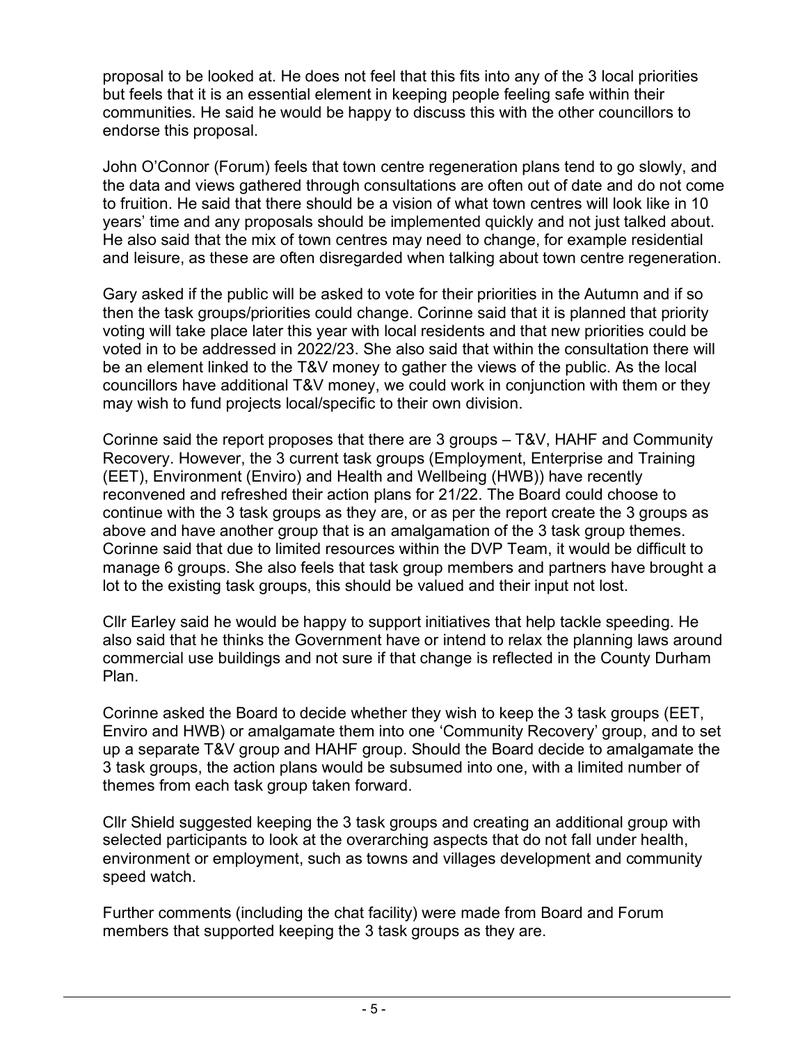proposal to be looked at. He does not feel that this fits into any of the 3 local priorities but feels that it is an essential element in keeping people feeling safe within their communities. He said he would be happy to discuss this with the other councillors to endorse this proposal.

John O'Connor (Forum) feels that town centre regeneration plans tend to go slowly, and the data and views gathered through consultations are often out of date and do not come to fruition. He said that there should be a vision of what town centres will look like in 10 years' time and any proposals should be implemented quickly and not just talked about. He also said that the mix of town centres may need to change, for example residential and leisure, as these are often disregarded when talking about town centre regeneration.

Gary asked if the public will be asked to vote for their priorities in the Autumn and if so then the task groups/priorities could change. Corinne said that it is planned that priority voting will take place later this year with local residents and that new priorities could be voted in to be addressed in 2022/23. She also said that within the consultation there will be an element linked to the T&V money to gather the views of the public. As the local councillors have additional T&V money, we could work in conjunction with them or they may wish to fund projects local/specific to their own division.

Corinne said the report proposes that there are 3 groups – T&V, HAHF and Community Recovery. However, the 3 current task groups (Employment, Enterprise and Training (EET), Environment (Enviro) and Health and Wellbeing (HWB)) have recently reconvened and refreshed their action plans for 21/22. The Board could choose to continue with the 3 task groups as they are, or as per the report create the 3 groups as above and have another group that is an amalgamation of the 3 task group themes. Corinne said that due to limited resources within the DVP Team, it would be difficult to manage 6 groups. She also feels that task group members and partners have brought a lot to the existing task groups, this should be valued and their input not lost.

Cllr Earley said he would be happy to support initiatives that help tackle speeding. He also said that he thinks the Government have or intend to relax the planning laws around commercial use buildings and not sure if that change is reflected in the County Durham Plan.

Corinne asked the Board to decide whether they wish to keep the 3 task groups (EET, Enviro and HWB) or amalgamate them into one 'Community Recovery' group, and to set up a separate T&V group and HAHF group. Should the Board decide to amalgamate the 3 task groups, the action plans would be subsumed into one, with a limited number of themes from each task group taken forward.

Cllr Shield suggested keeping the 3 task groups and creating an additional group with selected participants to look at the overarching aspects that do not fall under health, environment or employment, such as towns and villages development and community speed watch.

Further comments (including the chat facility) were made from Board and Forum members that supported keeping the 3 task groups as they are.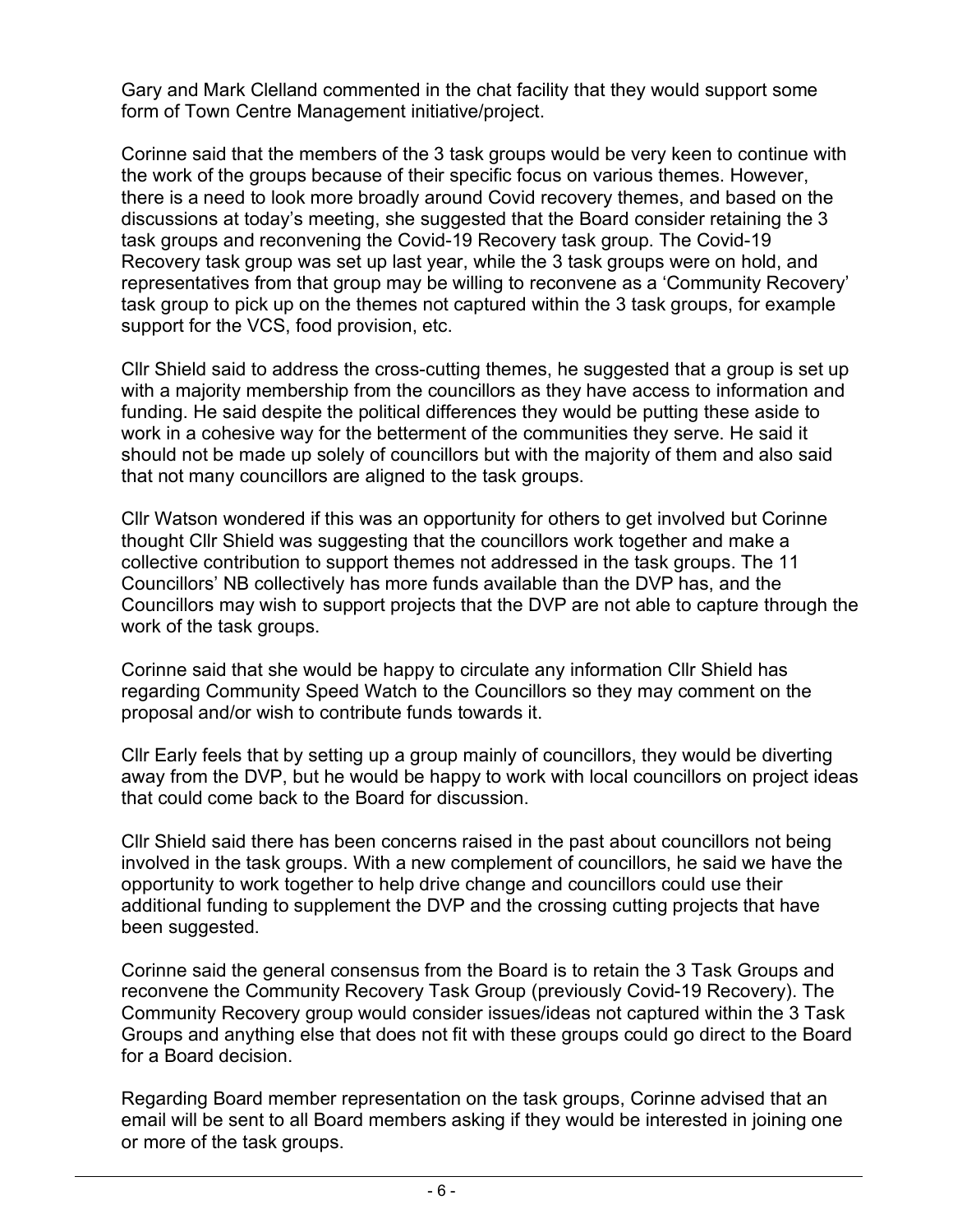Gary and Mark Clelland commented in the chat facility that they would support some form of Town Centre Management initiative/project.

Corinne said that the members of the 3 task groups would be very keen to continue with the work of the groups because of their specific focus on various themes. However, there is a need to look more broadly around Covid recovery themes, and based on the discussions at today's meeting, she suggested that the Board consider retaining the 3 task groups and reconvening the Covid-19 Recovery task group. The Covid-19 Recovery task group was set up last year, while the 3 task groups were on hold, and representatives from that group may be willing to reconvene as a 'Community Recovery' task group to pick up on the themes not captured within the 3 task groups, for example support for the VCS, food provision, etc.

Cllr Shield said to address the cross-cutting themes, he suggested that a group is set up with a majority membership from the councillors as they have access to information and funding. He said despite the political differences they would be putting these aside to work in a cohesive way for the betterment of the communities they serve. He said it should not be made up solely of councillors but with the majority of them and also said that not many councillors are aligned to the task groups.

Cllr Watson wondered if this was an opportunity for others to get involved but Corinne thought Cllr Shield was suggesting that the councillors work together and make a collective contribution to support themes not addressed in the task groups. The 11 Councillors' NB collectively has more funds available than the DVP has, and the Councillors may wish to support projects that the DVP are not able to capture through the work of the task groups.

Corinne said that she would be happy to circulate any information Cllr Shield has regarding Community Speed Watch to the Councillors so they may comment on the proposal and/or wish to contribute funds towards it.

Cllr Early feels that by setting up a group mainly of councillors, they would be diverting away from the DVP, but he would be happy to work with local councillors on project ideas that could come back to the Board for discussion.

Cllr Shield said there has been concerns raised in the past about councillors not being involved in the task groups. With a new complement of councillors, he said we have the opportunity to work together to help drive change and councillors could use their additional funding to supplement the DVP and the crossing cutting projects that have been suggested.

Corinne said the general consensus from the Board is to retain the 3 Task Groups and reconvene the Community Recovery Task Group (previously Covid-19 Recovery). The Community Recovery group would consider issues/ideas not captured within the 3 Task Groups and anything else that does not fit with these groups could go direct to the Board for a Board decision.

Regarding Board member representation on the task groups, Corinne advised that an email will be sent to all Board members asking if they would be interested in joining one or more of the task groups.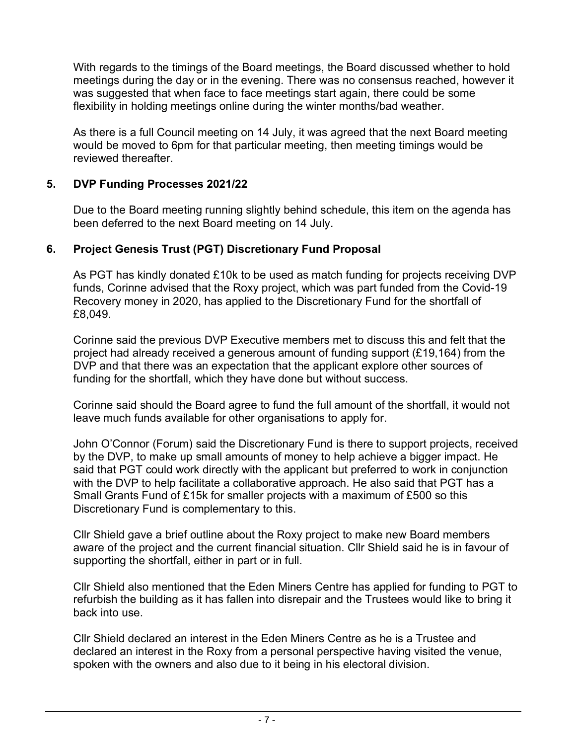With regards to the timings of the Board meetings, the Board discussed whether to hold meetings during the day or in the evening. There was no consensus reached, however it was suggested that when face to face meetings start again, there could be some flexibility in holding meetings online during the winter months/bad weather.

As there is a full Council meeting on 14 July, it was agreed that the next Board meeting would be moved to 6pm for that particular meeting, then meeting timings would be reviewed thereafter.

## 5. DVP Funding Processes 2021/22

Due to the Board meeting running slightly behind schedule, this item on the agenda has been deferred to the next Board meeting on 14 July.

## 6. Project Genesis Trust (PGT) Discretionary Fund Proposal

As PGT has kindly donated £10k to be used as match funding for projects receiving DVP funds, Corinne advised that the Roxy project, which was part funded from the Covid-19 Recovery money in 2020, has applied to the Discretionary Fund for the shortfall of £8,049.

Corinne said the previous DVP Executive members met to discuss this and felt that the project had already received a generous amount of funding support (£19,164) from the DVP and that there was an expectation that the applicant explore other sources of funding for the shortfall, which they have done but without success.

Corinne said should the Board agree to fund the full amount of the shortfall, it would not leave much funds available for other organisations to apply for.

John O'Connor (Forum) said the Discretionary Fund is there to support projects, received by the DVP, to make up small amounts of money to help achieve a bigger impact. He said that PGT could work directly with the applicant but preferred to work in conjunction with the DVP to help facilitate a collaborative approach. He also said that PGT has a Small Grants Fund of £15k for smaller projects with a maximum of £500 so this Discretionary Fund is complementary to this.

Cllr Shield gave a brief outline about the Roxy project to make new Board members aware of the project and the current financial situation. Cllr Shield said he is in favour of supporting the shortfall, either in part or in full.

Cllr Shield also mentioned that the Eden Miners Centre has applied for funding to PGT to refurbish the building as it has fallen into disrepair and the Trustees would like to bring it back into use.

Cllr Shield declared an interest in the Eden Miners Centre as he is a Trustee and declared an interest in the Roxy from a personal perspective having visited the venue, spoken with the owners and also due to it being in his electoral division.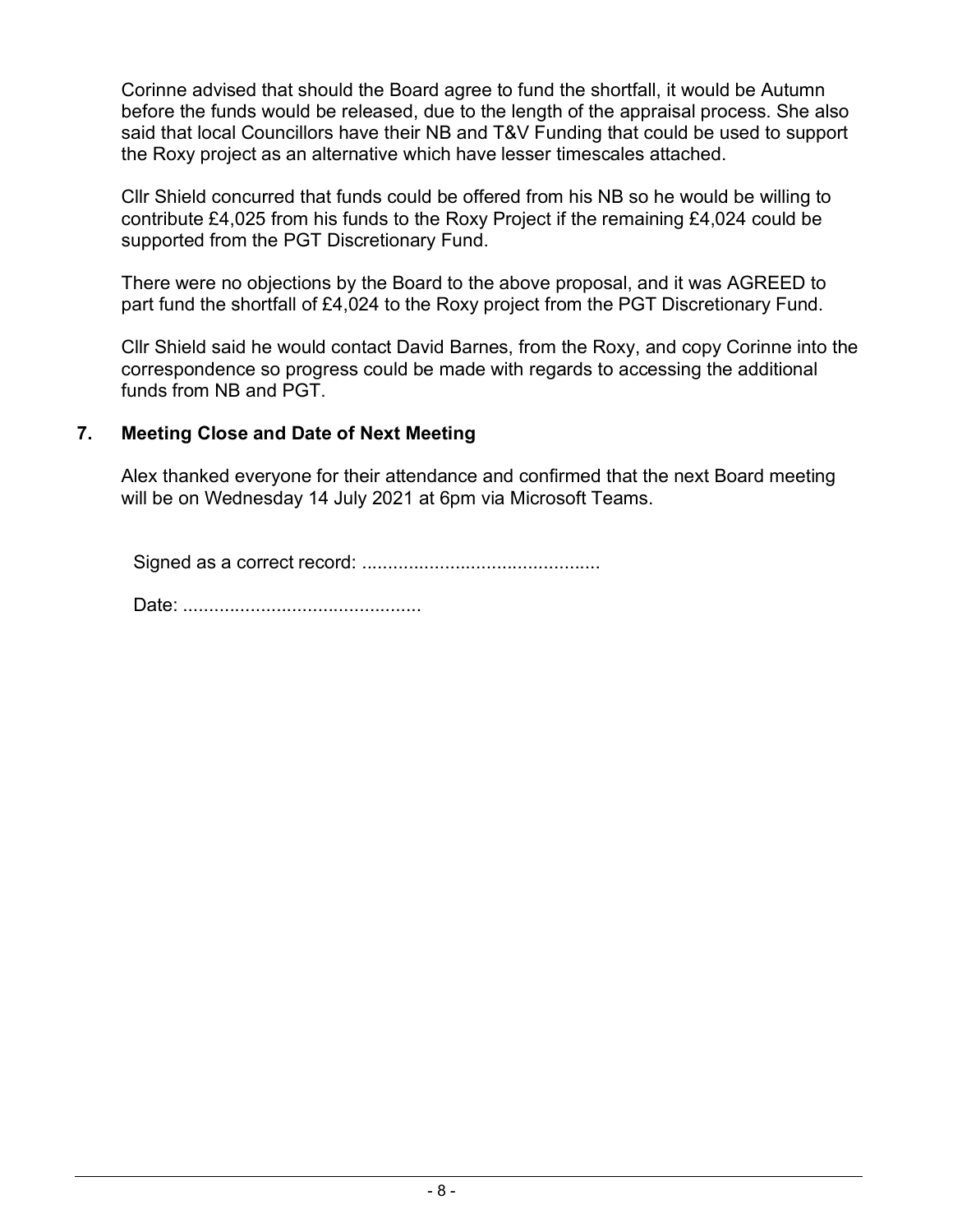Corinne advised that should the Board agree to fund the shortfall, it would be Autumn before the funds would be released, due to the length of the appraisal process. She also said that local Councillors have their NB and T&V Funding that could be used to support the Roxy project as an alternative which have lesser timescales attached.

Cllr Shield concurred that funds could be offered from his NB so he would be willing to contribute £4,025 from his funds to the Roxy Project if the remaining £4,024 could be supported from the PGT Discretionary Fund.

There were no objections by the Board to the above proposal, and it was AGREED to part fund the shortfall of £4,024 to the Roxy project from the PGT Discretionary Fund.

Cllr Shield said he would contact David Barnes, from the Roxy, and copy Corinne into the correspondence so progress could be made with regards to accessing the additional funds from NB and PGT.

## 7. Meeting Close and Date of Next Meeting

Alex thanked everyone for their attendance and confirmed that the next Board meeting will be on Wednesday 14 July 2021 at 6pm via Microsoft Teams.

Signed as a correct record: ..............................................

Date: ..............................................